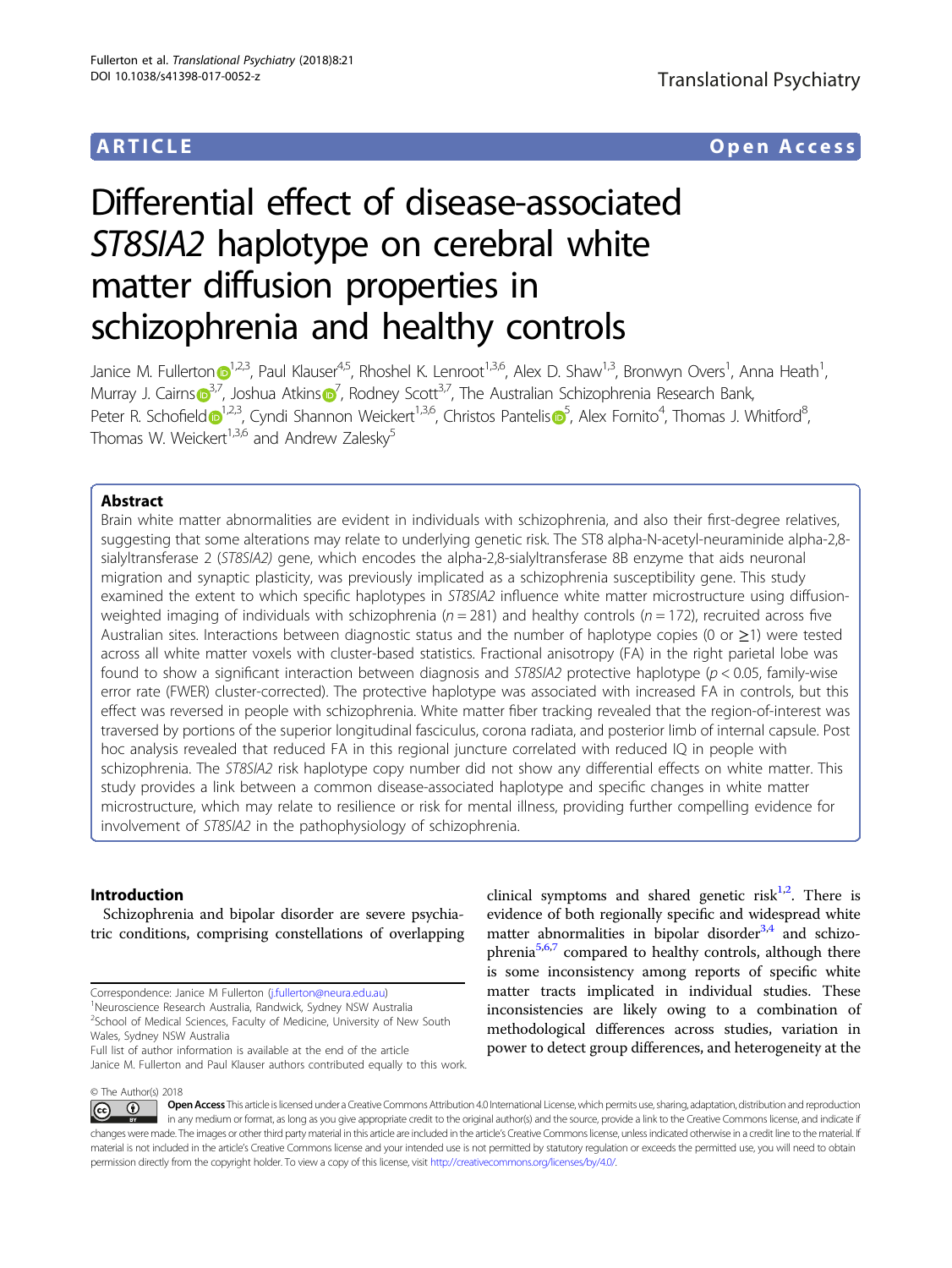ARTICLE Open Access

# Differential effect of disease-associated *ST8SIA2* haplotype on cerebral white matter diffusion properties in schizophrenia and healthy controls

Janice M. Fullerton[1,2,3], Paul Klauser[4,5], Rhoshel K. Lenroot[1,3,6], Alex D. Shaw[1,3], Bronwyn Overs[1], Anna Heath[1], Murray J. Cairns[3,7], Joshua Atkins[7], Rodney Scott[3,7], The Australian Schizophrenia Research Bank, Peter R. Schofield[1,2,3], Cyndi Shannon Weickert[1,3,6], Christos Pantelis[5], Alex Fornito[4], Thomas J. Whitford[8], Thomas W. Weickert[1,3,6] and Andrew Zalesky[5]

## Abstract

Brain white matter abnormalities are evident in individuals with schizophrenia, and also their first-degree relatives, suggesting that some alterations may relate to underlying genetic risk. The ST8 alpha-N-acetyl-neuraminide alpha-2,8-sialyltransferase 2 (*ST8SIA2)* gene, which encodes the alpha-2,8-sialyltransferase 8B enzyme that aids neuronal migration and synaptic plasticity, was previously implicated as a schizophrenia susceptibility gene. This study examined the extent to which specific haplotypes in *ST8SIA2* influence white matter microstructure using diffusion-weighted imaging of individuals with schizophrenia ($n = 281$) and healthy controls ($n = 172$), recruited across five Australian sites. Interactions between diagnostic status and the number of haplotype copies (0 or $\geq$1) were tested across all white matter voxels with cluster-based statistics. Fractional anisotropy (FA) in the right parietal lobe was found to show a significant interaction between diagnosis and *ST8SIA2* protective haplotype ($p < 0.05$, family-wise error rate (FWER) cluster-corrected). The protective haplotype was associated with increased FA in controls, but this effect was reversed in people with schizophrenia. White matter fiber tracking revealed that the region-of-interest was traversed by portions of the superior longitudinal fasciculus, corona radiata, and posterior limb of internal capsule. Post hoc analysis revealed that reduced FA in this regional juncture correlated with reduced IQ in people with schizophrenia. The *ST8SIA2* risk haplotype copy number did not show any differential effects on white matter. This study provides a link between a common disease-associated haplotype and specific changes in white matter microstructure, which may relate to resilience or risk for mental illness, providing further compelling evidence for involvement of *ST8SIA2* in the pathophysiology of schizophrenia.

## Introduction

Schizophrenia and bipolar disorder are severe psychiatric conditions, comprising constellations of overlapping clinical symptoms and shared genetic risk[1,2]. There is evidence of both regionally specific and widespread white matter abnormalities in bipolar disorder[3,4] and schizophrenia[5,6,7] compared to healthy controls, although there is some inconsistency among reports of specific white matter tracts implicated in individual studies. These inconsistencies are likely owing to a combination of methodological differences across studies, variation in power to detect group differences, and heterogeneity at the

Correspondence: Janice M Fullerton (j.fullerton@neura.edu.au)
[1]Neuroscience Research Australia, Randwick, Sydney NSW Australia
[2]School of Medical Sciences, Faculty of Medicine, University of New South Wales, Sydney NSW Australia
Full list of author information is available at the end of the article
Janice M. Fullerton and Paul Klauser authors contributed equally to this work.

© The Author(s) 2018
Open Access This article is licensed under a Creative Commons Attribution 4.0 International License, which permits use, sharing, adaptation, distribution and reproduction in any medium or format, as long as you give appropriate credit to the original author(s) and the source, provide a link to the Creative Commons license, and indicate if changes were made. The images or other third party material in this article are included in the article's Creative Commons license, unless indicated otherwise in a credit line to the material. If material is not included in the article's Creative Commons license and your intended use is not permitted by statutory regulation or exceeds the permitted use, you will need to obtain permission directly from the copyright holder. To view a copy of this license, visit http://creativecommons.org/licenses/by/4.0/.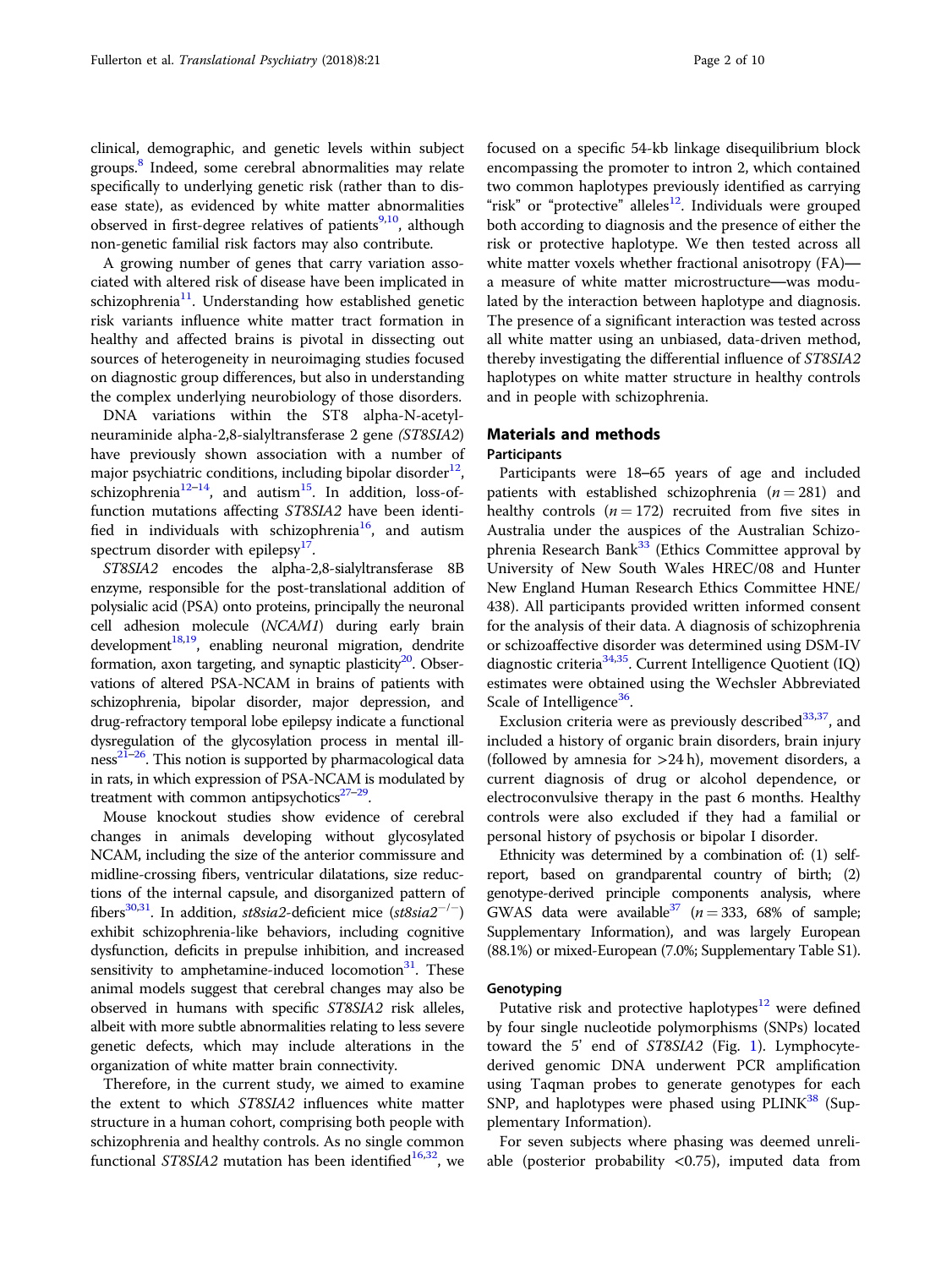clinical, demographic, and genetic levels within subject groups.[8] Indeed, some cerebral abnormalities may relate specifically to underlying genetic risk (rather than to disease state), as evidenced by white matter abnormalities observed in first-degree relatives of patients[9,10], although non-genetic familial risk factors may also contribute.

A growing number of genes that carry variation associated with altered risk of disease have been implicated in schizophrenia[11]. Understanding how established genetic risk variants influence white matter tract formation in healthy and affected brains is pivotal in dissecting out sources of heterogeneity in neuroimaging studies focused on diagnostic group differences, but also in understanding the complex underlying neurobiology of those disorders.

DNA variations within the ST8 alpha-N-acetyl-neuraminide alpha-2,8-sialyltransferase 2 gene (*ST8SIA2*) have previously shown association with a number of major psychiatric conditions, including bipolar disorder[12], schizophrenia[12–14], and autism[15]. In addition, loss-of-function mutations affecting *ST8SIA2* have been identified in individuals with schizophrenia[16], and autism spectrum disorder with epilepsy[17].

*ST8SIA2* encodes the alpha-2,8-sialyltransferase 8B enzyme, responsible for the post-translational addition of polysialic acid (PSA) onto proteins, principally the neuronal cell adhesion molecule (*NCAM1*) during early brain development[18,19], enabling neuronal migration, dendrite formation, axon targeting, and synaptic plasticity[20]. Observations of altered PSA-NCAM in brains of patients with schizophrenia, bipolar disorder, major depression, and drug-refractory temporal lobe epilepsy indicate a functional dysregulation of the glycosylation process in mental illness[21–26]. This notion is supported by pharmacological data in rats, in which expression of PSA-NCAM is modulated by treatment with common antipsychotics[27–29].

Mouse knockout studies show evidence of cerebral changes in animals developing without glycosylated NCAM, including the size of the anterior commissure and midline-crossing fibers, ventricular dilatations, size reductions of the internal capsule, and disorganized pattern of fibers[30,31]. In addition, *st8sia2*-deficient mice (*st8sia2*$^{-/-}$) exhibit schizophrenia-like behaviors, including cognitive dysfunction, deficits in prepulse inhibition, and increased sensitivity to amphetamine-induced locomotion[31]. These animal models suggest that cerebral changes may also be observed in humans with specific *ST8SIA2* risk alleles, albeit with more subtle abnormalities relating to less severe genetic defects, which may include alterations in the organization of white matter brain connectivity.

Therefore, in the current study, we aimed to examine the extent to which *ST8SIA2* influences white matter structure in a human cohort, comprising both people with schizophrenia and healthy controls. As no single common functional *ST8SIA2* mutation has been identified[16,32], we focused on a specific 54-kb linkage disequilibrium block encompassing the promoter to intron 2, which contained two common haplotypes previously identified as carrying "risk" or "protective" alleles[12]. Individuals were grouped both according to diagnosis and the presence of either the risk or protective haplotype. We then tested across all white matter voxels whether fractional anisotropy (FA)—a measure of white matter microstructure—was modulated by the interaction between haplotype and diagnosis. The presence of a significant interaction was tested across all white matter using an unbiased, data-driven method, thereby investigating the differential influence of *ST8SIA2* haplotypes on white matter structure in healthy controls and in people with schizophrenia.

## Materials and methods

### Participants

Participants were 18–65 years of age and included patients with established schizophrenia ($n = 281$) and healthy controls ($n = 172$) recruited from five sites in Australia under the auspices of the Australian Schizophrenia Research Bank[33] (Ethics Committee approval by University of New South Wales HREC/08 and Hunter New England Human Research Ethics Committee HNE/438). All participants provided written informed consent for the analysis of their data. A diagnosis of schizophrenia or schizoaffective disorder was determined using DSM-IV diagnostic criteria[34,35]. Current Intelligence Quotient (IQ) estimates were obtained using the Wechsler Abbreviated Scale of Intelligence[36].

Exclusion criteria were as previously described[33,37], and included a history of organic brain disorders, brain injury (followed by amnesia for >24 h), movement disorders, a current diagnosis of drug or alcohol dependence, or electroconvulsive therapy in the past 6 months. Healthy controls were also excluded if they had a familial or personal history of psychosis or bipolar I disorder.

Ethnicity was determined by a combination of: (1) self-report, based on grandparental country of birth; (2) genotype-derived principle components analysis, where GWAS data were available[37] ($n = 333$, 68% of sample; Supplementary Information), and was largely European (88.1%) or mixed-European (7.0%; Supplementary Table S1).

### Genotyping

Putative risk and protective haplotypes[12] were defined by four single nucleotide polymorphisms (SNPs) located toward the 5′ end of *ST8SIA2* (Fig. 1). Lymphocyte-derived genomic DNA underwent PCR amplification using Taqman probes to generate genotypes for each SNP, and haplotypes were phased using PLINK[38] (Supplementary Information).

For seven subjects where phasing was deemed unreliable (posterior probability <0.75), imputed data from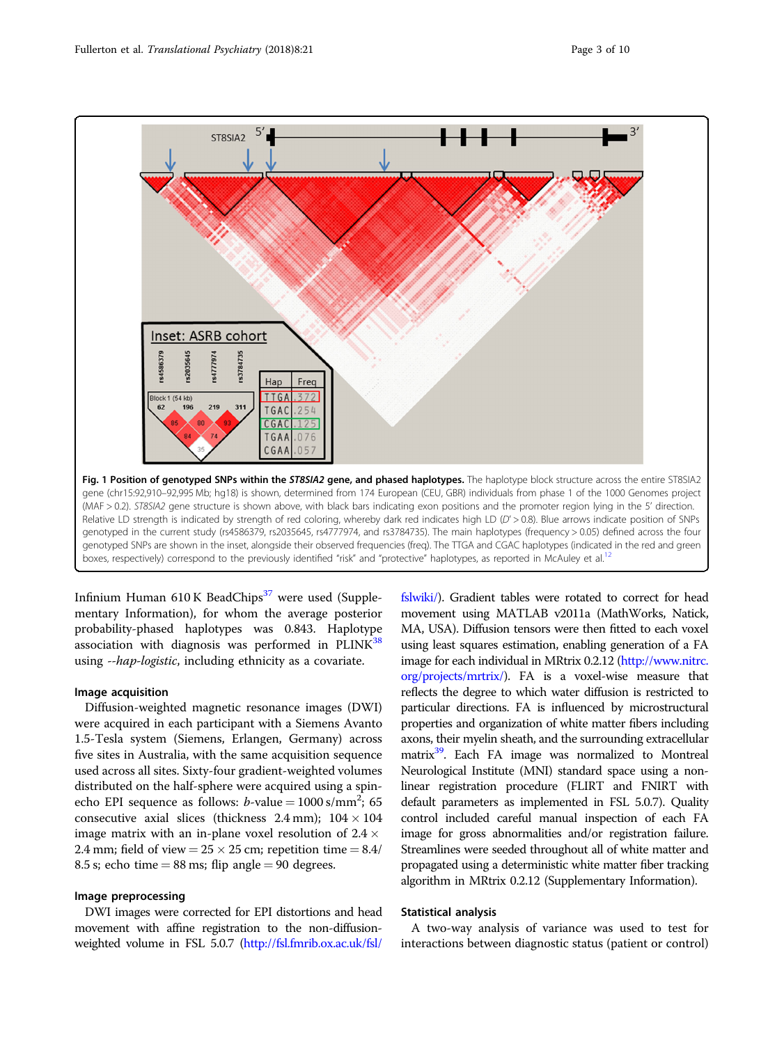Fig. 1 **Position of genotyped SNPs within the *ST8SIA2* gene, and phased haplotypes.** The haplotype block structure across the entire ST8SIA2 gene (chr15:92,910–92,995 Mb; hg18) is shown, determined from 174 European (CEU, GBR) individuals from phase 1 of the 1000 Genomes project (MAF > 0.2). *ST8SIA2* gene structure is shown above, with black bars indicating exon positions and the promoter region lying in the 5′ direction. Relative LD strength is indicated by strength of red coloring, whereby dark red indicates high LD ($D' > 0.8$). Blue arrows indicate position of SNPs genotyped in the current study (rs4586379, rs2035645, rs4777974, and rs3784735). The main haplotypes (frequency > 0.05) defined across the four genotyped SNPs are shown in the inset, alongside their observed frequencies (freq). The TTGA and CGAC haplotypes (indicated in the red and green boxes, respectively) correspond to the previously identified "risk" and "protective" haplotypes, as reported in McAuley et al.[12]

Infinium Human 610 K BeadChips[37] were used (Supplementary Information), for whom the average posterior probability-phased haplotypes was 0.843. Haplotype association with diagnosis was performed in PLINK[38] using *--hap-logistic*, including ethnicity as a covariate.

### Image acquisition

Diffusion-weighted magnetic resonance images (DWI) were acquired in each participant with a Siemens Avanto 1.5-Tesla system (Siemens, Erlangen, Germany) across five sites in Australia, with the same acquisition sequence used across all sites. Sixty-four gradient-weighted volumes distributed on the half-sphere were acquired using a spin-echo EPI sequence as follows: *b*-value = 1000 s/mm$^2$; 65 consecutive axial slices (thickness 2.4 mm); 104 × 104 image matrix with an in-plane voxel resolution of 2.4 × 2.4 mm; field of view = 25 × 25 cm; repetition time = 8.4/8.5 s; echo time = 88 ms; flip angle = 90 degrees.

### Image preprocessing

DWI images were corrected for EPI distortions and head movement with affine registration to the non-diffusion-weighted volume in FSL 5.0.7 (http://fsl.fmrib.ox.ac.uk/fsl/fslwiki/). Gradient tables were rotated to correct for head movement using MATLAB v2011a (MathWorks, Natick, MA, USA). Diffusion tensors were then fitted to each voxel using least squares estimation, enabling generation of a FA image for each individual in MRtrix 0.2.12 (http://www.nitrc.org/projects/mrtrix/). FA is a voxel-wise measure that reflects the degree to which water diffusion is restricted to particular directions. FA is influenced by microstructural properties and organization of white matter fibers including axons, their myelin sheath, and the surrounding extracellular matrix[39]. Each FA image was normalized to Montreal Neurological Institute (MNI) standard space using a non-linear registration procedure (FLIRT and FNIRT with default parameters as implemented in FSL 5.0.7). Quality control included careful manual inspection of each FA image for gross abnormalities and/or registration failure. Streamlines were seeded throughout all of white matter and propagated using a deterministic white matter fiber tracking algorithm in MRtrix 0.2.12 (Supplementary Information).

### Statistical analysis

A two-way analysis of variance was used to test for interactions between diagnostic status (patient or control)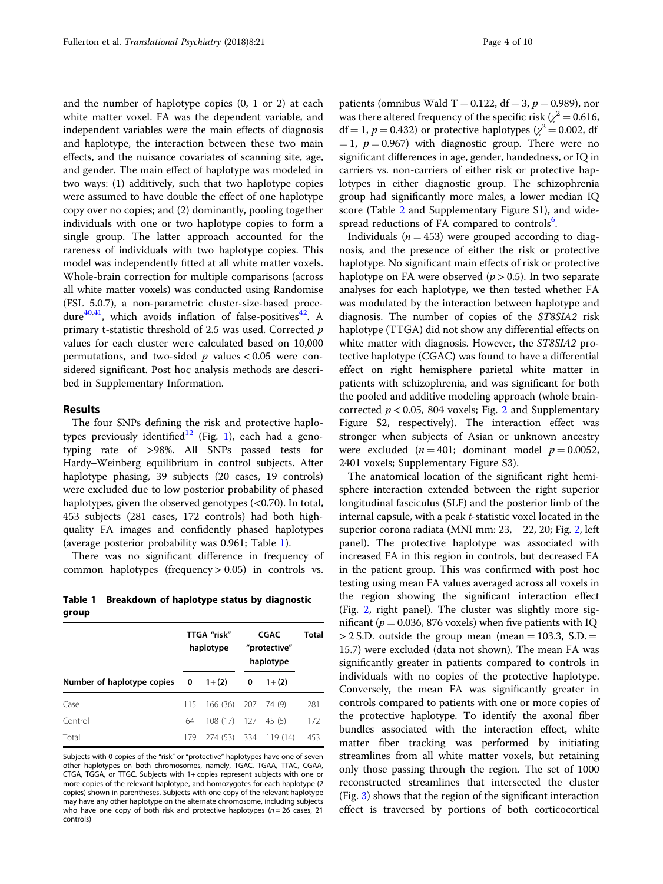and the number of haplotype copies (0, 1 or 2) at each white matter voxel. FA was the dependent variable, and independent variables were the main effects of diagnosis and haplotype, the interaction between these two main effects, and the nuisance covariates of scanning site, age, and gender. The main effect of haplotype was modeled in two ways: (1) additively, such that two haplotype copies were assumed to have double the effect of one haplotype copy over no copies; and (2) dominantly, pooling together individuals with one or two haplotype copies to form a single group. The latter approach accounted for the rareness of individuals with two haplotype copies. This model was independently fitted at all white matter voxels. Whole-brain correction for multiple comparisons (across all white matter voxels) was conducted using Randomise (FSL 5.0.7), a non-parametric cluster-size-based procedure[40,41], which avoids inflation of false-positives[42]. A primary t-statistic threshold of 2.5 was used. Corrected $p$ values for each cluster were calculated based on 10,000 permutations, and two-sided $p$ values $< 0.05$ were considered significant. Post hoc analysis methods are described in Supplementary Information.

## Results

The four SNPs defining the risk and protective haplotypes previously identified[12] (Fig. 1), each had a genotyping rate of >98%. All SNPs passed tests for Hardy–Weinberg equilibrium in control subjects. After haplotype phasing, 39 subjects (20 cases, 19 controls) were excluded due to low posterior probability of phased haplotypes, given the observed genotypes (<0.70). In total, 453 subjects (281 cases, 172 controls) had both high-quality FA images and confidently phased haplotypes (average posterior probability was 0.961; Table 1).

There was no significant difference in frequency of common haplotypes (frequency > 0.05) in controls vs. patients (omnibus Wald T = 0.122, df = 3, $p = 0.989$), nor was there altered frequency of the specific risk ($\chi^2 = 0.616$, df = 1, $p = 0.432$) or protective haplotypes ($\chi^2 = 0.002$, df = 1, $p = 0.967$) with diagnostic group. There were no significant differences in age, gender, handedness, or IQ in carriers vs. non-carriers of either risk or protective haplotypes in either diagnostic group. The schizophrenia group had significantly more males, a lower median IQ score (Table 2 and Supplementary Figure S1), and widespread reductions of FA compared to controls[6].

**Table 1 Breakdown of haplotype status by diagnostic group**

| | TTGA "risk" haplotype | | CGAC "protective" haplotype | | Total |
|---|---|---|---|---|---|
| Number of haplotype copies | 0 | 1+ (2) | 0 | 1+ (2) | |
| Case | 115 | 166 (36) | 207 | 74 (9) | 281 |
| Control | 64 | 108 (17) | 127 | 45 (5) | 172 |
| Total | 179 | 274 (53) | 334 | 119 (14) | 453 |

Subjects with 0 copies of the "risk" or "protective" haplotypes have one of seven other haplotypes on both chromosomes, namely, TGAC, TGAA, TTAC, CGAA, CTGA, TGGA, or TTGC. Subjects with 1+ copies represent subjects with one or more copies of the relevant haplotype, and homozygotes for each haplotype (2 copies) shown in parentheses. Subjects with one copy of the relevant haplotype may have any other haplotype on the alternate chromosome, including subjects who have one copy of both risk and protective haplotypes ($n = 26$ cases, 21 controls)

Individuals ($n = 453$) were grouped according to diagnosis, and the presence of either the risk or protective haplotype. No significant main effects of risk or protective haplotype on FA were observed ($p > 0.5$). In two separate analyses for each haplotype, we then tested whether FA was modulated by the interaction between haplotype and diagnosis. The number of copies of the *ST8SIA2* risk haplotype (TTGA) did not show any differential effects on white matter with diagnosis. However, the *ST8SIA2* protective haplotype (CGAC) was found to have a differential effect on right hemisphere parietal white matter in patients with schizophrenia, and was significant for both the pooled and additive modeling approach (whole brain-corrected $p < 0.05$, 804 voxels; Fig. 2 and Supplementary Figure S2, respectively). The interaction effect was stronger when subjects of Asian or unknown ancestry were excluded ($n = 401$; dominant model $p = 0.0052$, 2401 voxels; Supplementary Figure S3).

The anatomical location of the significant right hemisphere interaction extended between the right superior longitudinal fasciculus (SLF) and the posterior limb of the internal capsule, with a peak $t$-statistic voxel located in the superior corona radiata (MNI mm: 23, −22, 20; Fig. 2, left panel). The protective haplotype was associated with increased FA in this region in controls, but decreased FA in the patient group. This was confirmed with post hoc testing using mean FA values averaged across all voxels in the region showing the significant interaction effect (Fig. 2, right panel). The cluster was slightly more significant ($p = 0.036$, 876 voxels) when five patients with IQ > 2 S.D. outside the group mean (mean = 103.3, S.D. = 15.7) were excluded (data not shown). The mean FA was significantly greater in patients compared to controls in individuals with no copies of the protective haplotype. Conversely, the mean FA was significantly greater in controls compared to patients with one or more copies of the protective haplotype. To identify the axonal fiber bundles associated with the interaction effect, white matter fiber tracking was performed by initiating streamlines from all white matter voxels, but retaining only those passing through the region. The set of 1000 reconstructed streamlines that intersected the cluster (Fig. 3) shows that the region of the significant interaction effect is traversed by portions of both corticocortical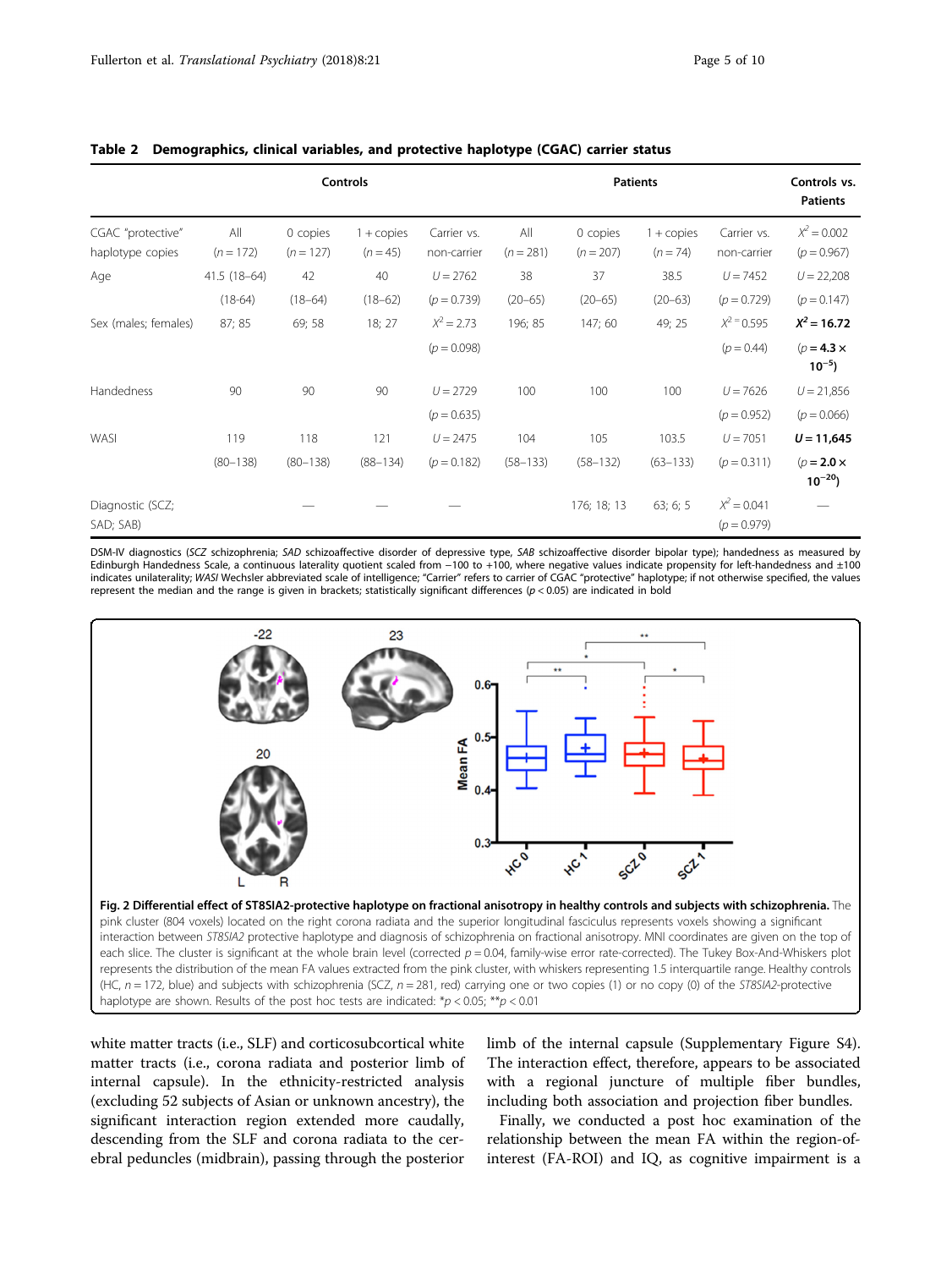**Table 2 Demographics, clinical variables, and protective haplotype (CGAC) carrier status**

| | Controls | | | | Patients | | | | Controls vs. Patients |
|---|---|---|---|---|---|---|---|---|---|
| CGAC "protective" haplotype copies | All ($n = 172$) | 0 copies ($n = 127$) | 1 + copies ($n = 45$) | Carrier vs. non-carrier | All ($n = 281$) | 0 copies ($n = 207$) | 1 + copies ($n = 74$) | Carrier vs. non-carrier | $X^2 = 0.002$ ($p = 0.967$) |
| Age | 41.5 (18–64) (18-64) | 42 (18–64) | 40 (18–62) | $U = 2762$ ($p = 0.739$) | 38 (20–65) | 37 (20–65) | 38.5 (20–63) | $U = 7452$ ($p = 0.729$) | $U = 22{,}208$ ($p = 0.147$) |
| Sex (males; females) | 87; 85 | 69; 58 | 18; 27 | $X^2 = 2.73$ ($p = 0.098$) | 196; 85 | 147; 60 | 49; 25 | $X^2 = 0.595$ ($p = 0.44$) | **$X^2 = 16.72$ ($p = 4.3 \times 10^{-5}$)** |
| Handedness | 90 | 90 | 90 | $U = 2729$ ($p = 0.635$) | 100 | 100 | 100 | $U = 7626$ ($p = 0.952$) | $U = 21{,}856$ ($p = 0.066$) |
| WASI | 119 (80–138) | 118 (80–138) | 121 (88–134) | $U = 2475$ ($p = 0.182$) | 104 (58–133) | 105 (58–132) | 103.5 (63–133) | $U = 7051$ ($p = 0.311$) | **$U = 11{,}645$ ($p = 2.0 \times 10^{-20}$)** |
| Diagnostic (SCZ; SAD; SAB) | | — | — | — | | 176; 18; 13 | 63; 6; 5 | $X^2 = 0.041$ ($p = 0.979$) | — |

DSM-IV diagnostics (*SCZ* schizophrenia; *SAD* schizoaffective disorder of depressive type, *SAB* schizoaffective disorder bipolar type); handedness as measured by Edinburgh Handedness Scale, a continuous laterality quotient scaled from −100 to +100, where negative values indicate propensity for left-handedness and ±100 indicates unilaterality; *WASI* Wechsler abbreviated scale of intelligence; "Carrier" refers to carrier of CGAC "protective" haplotype; if not otherwise specified, the values represent the median and the range is given in brackets; statistically significant differences ($p < 0.05$) are indicated in bold

**Fig. 2 Differential effect of ST8SIA2-protective haplotype on fractional anisotropy in healthy controls and subjects with schizophrenia.** The pink cluster (804 voxels) located on the right corona radiata and the superior longitudinal fasciculus represents voxels showing a significant interaction between *ST8SIA2* protective haplotype and diagnosis of schizophrenia on fractional anisotropy. MNI coordinates are given on the top of each slice. The cluster is significant at the whole brain level (corrected $p = 0.04$, family-wise error rate-corrected). The Tukey Box-And-Whiskers plot represents the distribution of the mean FA values extracted from the pink cluster, with whiskers representing 1.5 interquartile range. Healthy controls (HC, $n = 172$, blue) and subjects with schizophrenia (SCZ, $n = 281$, red) carrying one or two copies (1) or no copy (0) of the *ST8SIA2*-protective haplotype are shown. Results of the post hoc tests are indicated: *$p < 0.05$; **$p < 0.01$

white matter tracts (i.e., SLF) and corticosubcortical white matter tracts (i.e., corona radiata and posterior limb of internal capsule). In the ethnicity-restricted analysis (excluding 52 subjects of Asian or unknown ancestry), the significant interaction region extended more caudally, descending from the SLF and corona radiata to the cerebral peduncles (midbrain), passing through the posterior limb of the internal capsule (Supplementary Figure S4). The interaction effect, therefore, appears to be associated with a regional juncture of multiple fiber bundles, including both association and projection fiber bundles.

Finally, we conducted a post hoc examination of the relationship between the mean FA within the region-of-interest (FA-ROI) and IQ, as cognitive impairment is a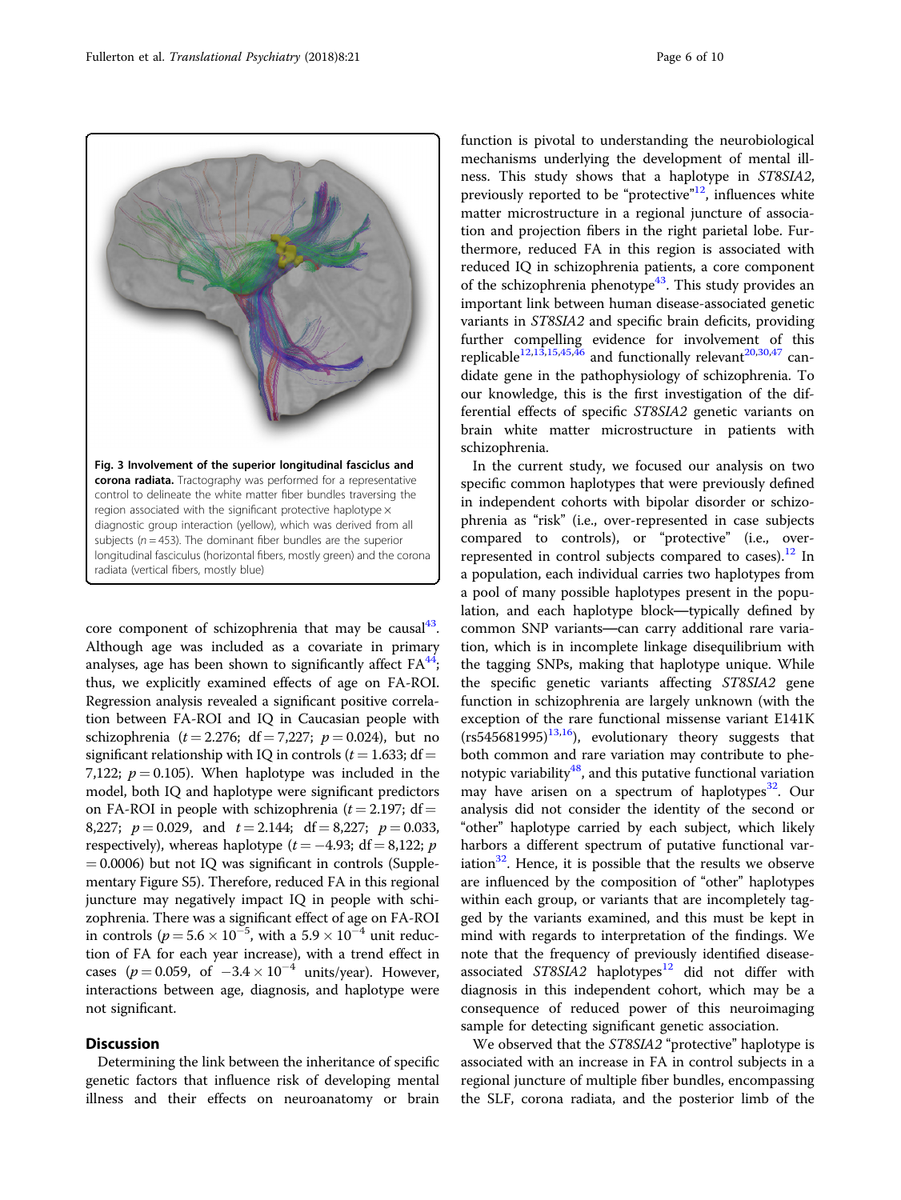Fig. 3 **Involvement of the superior longitudinal fasciclus and corona radiata.** Tractography was performed for a representative control to delineate the white matter fiber bundles traversing the region associated with the significant protective haplotype × diagnostic group interaction (yellow), which was derived from all subjects ($n = 453$). The dominant fiber bundles are the superior longitudinal fasciculus (horizontal fibers, mostly green) and the corona radiata (vertical fibers, mostly blue)

core component of schizophrenia that may be causal[43]. Although age was included as a covariate in primary analyses, age has been shown to significantly affect FA[44]; thus, we explicitly examined effects of age on FA-ROI. Regression analysis revealed a significant positive correlation between FA-ROI and IQ in Caucasian people with schizophrenia ($t = 2.276$; df = 7,227; $p = 0.024$), but no significant relationship with IQ in controls ($t = 1.633$; df = 7,122; $p = 0.105$). When haplotype was included in the model, both IQ and haplotype were significant predictors on FA-ROI in people with schizophrenia ($t = 2.197$; df = 8,227; $p = 0.029$, and $t = 2.144$; df = 8,227; $p = 0.033$, respectively), whereas haplotype ($t = -4.93$; df = 8,122; $p = 0.0006$) but not IQ was significant in controls (Supplementary Figure S5). Therefore, reduced FA in this regional juncture may negatively impact IQ in people with schizophrenia. There was a significant effect of age on FA-ROI in controls ($p = 5.6 \times 10^{-5}$, with a $5.9 \times 10^{-4}$ unit reduction of FA for each year increase), with a trend effect in cases ($p = 0.059$, of $-3.4 \times 10^{-4}$ units/year). However, interactions between age, diagnosis, and haplotype were not significant.

## Discussion

Determining the link between the inheritance of specific genetic factors that influence risk of developing mental illness and their effects on neuroanatomy or brain function is pivotal to understanding the neurobiological mechanisms underlying the development of mental illness. This study shows that a haplotype in *ST8SIA2*, previously reported to be "protective"[12], influences white matter microstructure in a regional juncture of association and projection fibers in the right parietal lobe. Furthermore, reduced FA in this region is associated with reduced IQ in schizophrenia patients, a core component of the schizophrenia phenotype[43]. This study provides an important link between human disease-associated genetic variants in *ST8SIA2* and specific brain deficits, providing further compelling evidence for involvement of this replicable[12,13,15,45,46] and functionally relevant[20,30,47] candidate gene in the pathophysiology of schizophrenia. To our knowledge, this is the first investigation of the differential effects of specific *ST8SIA2* genetic variants on brain white matter microstructure in patients with schizophrenia.

In the current study, we focused our analysis on two specific common haplotypes that were previously defined in independent cohorts with bipolar disorder or schizophrenia as "risk" (i.e., over-represented in case subjects compared to controls), or "protective" (i.e., over-represented in control subjects compared to cases).[12] In a population, each individual carries two haplotypes from a pool of many possible haplotypes present in the population, and each haplotype block—typically defined by common SNP variants—can carry additional rare variation, which is in incomplete linkage disequilibrium with the tagging SNPs, making that haplotype unique. While the specific genetic variants affecting *ST8SIA2* gene function in schizophrenia are largely unknown (with the exception of the rare functional missense variant E141K (rs545681995)[13,16]), evolutionary theory suggests that both common and rare variation may contribute to phenotypic variability[48], and this putative functional variation may have arisen on a spectrum of haplotypes[32]. Our analysis did not consider the identity of the second or "other" haplotype carried by each subject, which likely harbors a different spectrum of putative functional variation[32]. Hence, it is possible that the results we observe are influenced by the composition of "other" haplotypes within each group, or variants that are incompletely tagged by the variants examined, and this must be kept in mind with regards to interpretation of the findings. We note that the frequency of previously identified disease-associated *ST8SIA2* haplotypes[12] did not differ with diagnosis in this independent cohort, which may be a consequence of reduced power of this neuroimaging sample for detecting significant genetic association.

We observed that the *ST8SIA2* "protective" haplotype is associated with an increase in FA in control subjects in a regional juncture of multiple fiber bundles, encompassing the SLF, corona radiata, and the posterior limb of the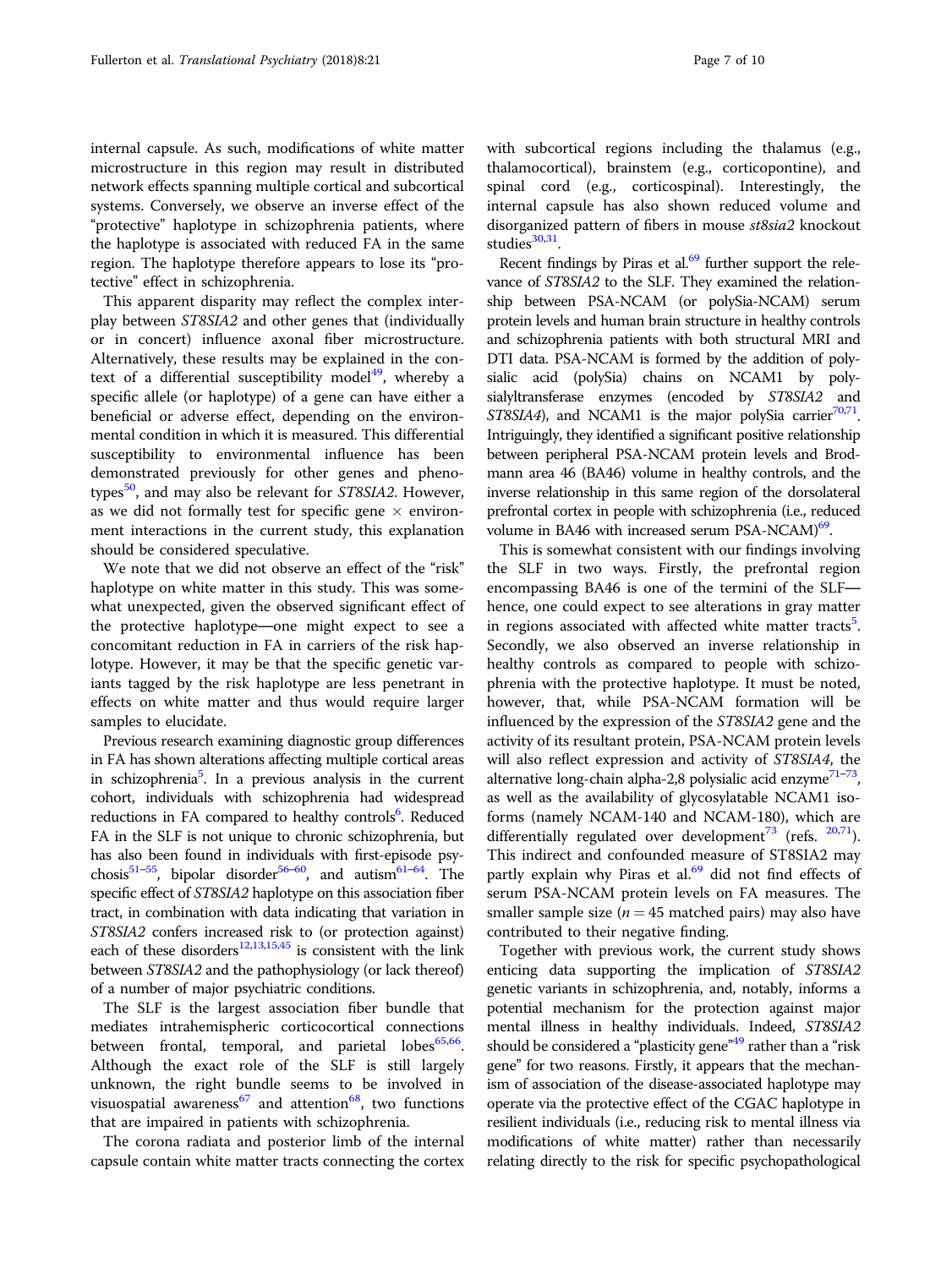internal capsule. As such, modifications of white matter microstructure in this region may result in distributed network effects spanning multiple cortical and subcortical systems. Conversely, we observe an inverse effect of the "protective" haplotype in schizophrenia patients, where the haplotype is associated with reduced FA in the same region. The haplotype therefore appears to lose its "protective" effect in schizophrenia.

This apparent disparity may reflect the complex interplay between *ST8SIA2* and other genes that (individually or in concert) influence axonal fiber microstructure. Alternatively, these results may be explained in the context of a differential susceptibility model[49], whereby a specific allele (or haplotype) of a gene can have either a beneficial or adverse effect, depending on the environmental condition in which it is measured. This differential susceptibility to environmental influence has been demonstrated previously for other genes and phenotypes[50], and may also be relevant for *ST8SIA2*. However, as we did not formally test for specific gene × environment interactions in the current study, this explanation should be considered speculative.

We note that we did not observe an effect of the "risk" haplotype on white matter in this study. This was somewhat unexpected, given the observed significant effect of the protective haplotype—one might expect to see a concomitant reduction in FA in carriers of the risk haplotype. However, it may be that the specific genetic variants tagged by the risk haplotype are less penetrant in effects on white matter and thus would require larger samples to elucidate.

Previous research examining diagnostic group differences in FA has shown alterations affecting multiple cortical areas in schizophrenia[5]. In a previous analysis in the current cohort, individuals with schizophrenia had widespread reductions in FA compared to healthy controls[6]. Reduced FA in the SLF is not unique to chronic schizophrenia, but has also been found in individuals with first-episode psychosis[51–55], bipolar disorder[56–60], and autism[61–64]. The specific effect of *ST8SIA2* haplotype on this association fiber tract, in combination with data indicating that variation in *ST8SIA2* confers increased risk to (or protection against) each of these disorders[12,13,15,45] is consistent with the link between *ST8SIA2* and the pathophysiology (or lack thereof) of a number of major psychiatric conditions.

The SLF is the largest association fiber bundle that mediates intrahemispheric corticocortical connections between frontal, temporal, and parietal lobes[65,66]. Although the exact role of the SLF is still largely unknown, the right bundle seems to be involved in visuospatial awareness[67] and attention[68], two functions that are impaired in patients with schizophrenia.

The corona radiata and posterior limb of the internal capsule contain white matter tracts connecting the cortex with subcortical regions including the thalamus (e.g., thalamocortical), brainstem (e.g., corticopontine), and spinal cord (e.g., corticospinal). Interestingly, the internal capsule has also shown reduced volume and disorganized pattern of fibers in mouse *st8sia2* knockout studies[30,31].

Recent findings by Piras et al.[69] further support the relevance of *ST8SIA2* to the SLF. They examined the relationship between PSA-NCAM (or polySia-NCAM) serum protein levels and human brain structure in healthy controls and schizophrenia patients with both structural MRI and DTI data. PSA-NCAM is formed by the addition of polysialic acid (polySia) chains on NCAM1 by polysialyltransferase enzymes (encoded by *ST8SIA2* and *ST8SIA4*), and NCAM1 is the major polySia carrier[70,71]. Intriguingly, they identified a significant positive relationship between peripheral PSA-NCAM protein levels and Brodmann area 46 (BA46) volume in healthy controls, and the inverse relationship in this same region of the dorsolateral prefrontal cortex in people with schizophrenia (i.e., reduced volume in BA46 with increased serum PSA-NCAM)[69].

This is somewhat consistent with our findings involving the SLF in two ways. Firstly, the prefrontal region encompassing BA46 is one of the termini of the SLF—hence, one could expect to see alterations in gray matter in regions associated with affected white matter tracts[5]. Secondly, we also observed an inverse relationship in healthy controls as compared to people with schizophrenia with the protective haplotype. It must be noted, however, that, while PSA-NCAM formation will be influenced by the expression of the *ST8SIA2* gene and the activity of its resultant protein, PSA-NCAM protein levels will also reflect expression and activity of *ST8SIA4*, the alternative long-chain alpha-2,8 polysialic acid enzyme[71–73], as well as the availability of glycosylatable NCAM1 isoforms (namely NCAM-140 and NCAM-180), which are differentially regulated over development[73] (refs. [20,71]). This indirect and confounded measure of ST8SIA2 may partly explain why Piras et al.[69] did not find effects of serum PSA-NCAM protein levels on FA measures. The smaller sample size ($n = 45$ matched pairs) may also have contributed to their negative finding.

Together with previous work, the current study shows enticing data supporting the implication of *ST8SIA2* genetic variants in schizophrenia, and, notably, informs a potential mechanism for the protection against major mental illness in healthy individuals. Indeed, *ST8SIA2* should be considered a "plasticity gene"[49] rather than a "risk gene" for two reasons. Firstly, it appears that the mechanism of association of the disease-associated haplotype may operate via the protective effect of the CGAC haplotype in resilient individuals (i.e., reducing risk to mental illness via modifications of white matter) rather than necessarily relating directly to the risk for specific psychopathological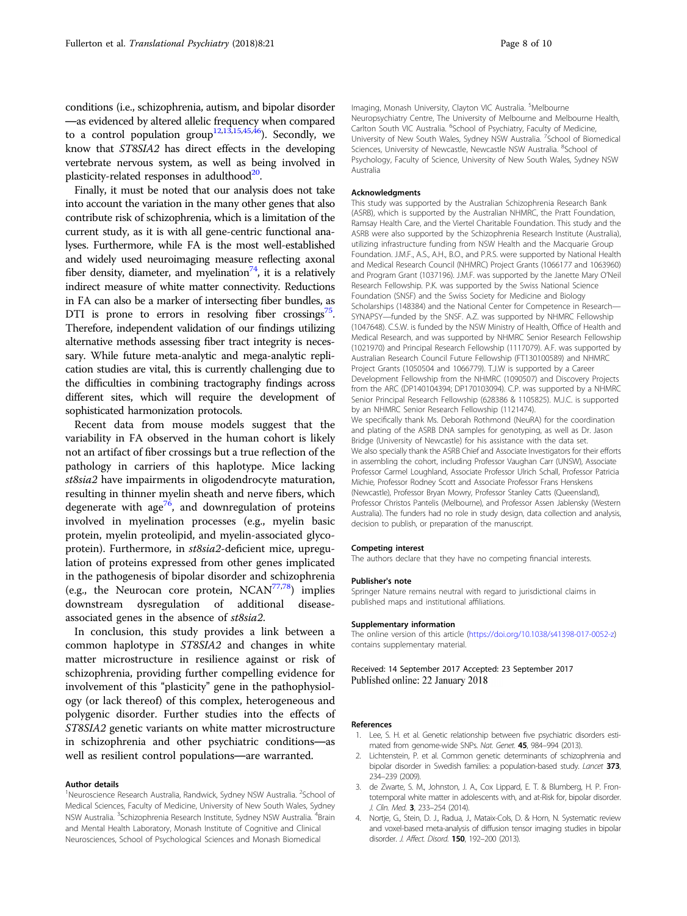conditions (i.e., schizophrenia, autism, and bipolar disorder—as evidenced by altered allelic frequency when compared to a control population group[12,13,15,45,46]). Secondly, we know that *ST8SIA2* has direct effects in the developing vertebrate nervous system, as well as being involved in plasticity-related responses in adulthood[20].

Finally, it must be noted that our analysis does not take into account the variation in the many other genes that also contribute risk of schizophrenia, which is a limitation of the current study, as it is with all gene-centric functional analyses. Furthermore, while FA is the most well-established and widely used neuroimaging measure reflecting axonal fiber density, diameter, and myelination[74], it is a relatively indirect measure of white matter connectivity. Reductions in FA can also be a marker of intersecting fiber bundles, as DTI is prone to errors in resolving fiber crossings[75]. Therefore, independent validation of our findings utilizing alternative methods assessing fiber tract integrity is necessary. While future meta-analytic and mega-analytic replication studies are vital, this is currently challenging due to the difficulties in combining tractography findings across different sites, which will require the development of sophisticated harmonization protocols.

Recent data from mouse models suggest that the variability in FA observed in the human cohort is likely not an artifact of fiber crossings but a true reflection of the pathology in carriers of this haplotype. Mice lacking *st8sia2* have impairments in oligodendrocyte maturation, resulting in thinner myelin sheath and nerve fibers, which degenerate with age[76], and downregulation of proteins involved in myelination processes (e.g., myelin basic protein, myelin proteolipid, and myelin-associated glycoprotein). Furthermore, in *st8sia2*-deficient mice, upregulation of proteins expressed from other genes implicated in the pathogenesis of bipolar disorder and schizophrenia (e.g., the Neurocan core protein, NCAN[77,78]) implies downstream dysregulation of additional disease-associated genes in the absence of *st8sia2*.

In conclusion, this study provides a link between a common haplotype in *ST8SIA2* and changes in white matter microstructure in resilience against or risk of schizophrenia, providing further compelling evidence for involvement of this "plasticity" gene in the pathophysiology (or lack thereof) of this complex, heterogeneous and polygenic disorder. Further studies into the effects of *ST8SIA2* genetic variants on white matter microstructure in schizophrenia and other psychiatric conditions—as well as resilient control populations—are warranted.

#### Author details

[1]Neuroscience Research Australia, Randwick, Sydney NSW Australia. [2]School of Medical Sciences, Faculty of Medicine, University of New South Wales, Sydney NSW Australia. [3]Schizophrenia Research Institute, Sydney NSW Australia. [4]Brain and Mental Health Laboratory, Monash Institute of Cognitive and Clinical Neurosciences, School of Psychological Sciences and Monash Biomedical Imaging, Monash University, Clayton VIC Australia. [5]Melbourne Neuropsychiatry Centre, The University of Melbourne and Melbourne Health, Carlton South VIC Australia. [6]School of Psychiatry, Faculty of Medicine, University of New South Wales, Sydney NSW Australia. [7]School of Biomedical Sciences, University of Newcastle, Newcastle NSW Australia. [8]School of Psychology, Faculty of Science, University of New South Wales, Sydney NSW Australia

#### Acknowledgments

This study was supported by the Australian Schizophrenia Research Bank (ASRB), which is supported by the Australian NHMRC, the Pratt Foundation, Ramsay Health Care, and the Viertel Charitable Foundation. This study and the ASRB were also supported by the Schizophrenia Research Institute (Australia), utilizing infrastructure funding from NSW Health and the Macquarie Group Foundation. J.M.F., A.S., A.H., B.O., and P.R.S. were supported by National Health and Medical Research Council (NHMRC) Project Grants (1066177 and 1063960) and Program Grant (1037196). J.M.F. was supported by the Janette Mary O'Neil Research Fellowship. P.K. was supported by the Swiss National Science Foundation (SNSF) and the Swiss Society for Medicine and Biology Scholarships (148384) and the National Center for Competence in Research—SYNAPSY—funded by the SNSF. A.Z. was supported by NHMRC Fellowship (1047648). C.S.W. is funded by the NSW Ministry of Health, Office of Health and Medical Research, and was supported by NHMRC Senior Research Fellowship (1021970) and Principal Research Fellowship (1117079). A.F. was supported by Australian Research Council Future Fellowship (FT130100589) and NHMRC Project Grants (1050504 and 1066779). T.J.W is supported by a Career Development Fellowship from the NHMRC (1090507) and Discovery Projects from the ARC (DP140104394; DP170103094). C.P. was supported by a NHMRC Senior Principal Research Fellowship (628386 & 1105825). M.J.C. is supported by an NHMRC Senior Research Fellowship (1121474).
We specifically thank Ms. Deborah Rothmond (NeuRA) for the coordination and plating of the ASRB DNA samples for genotyping, as well as Dr. Jason Bridge (University of Newcastle) for his assistance with the data set.
We also specially thank the ASRB Chief and Associate Investigators for their efforts in assembling the cohort, including Professor Vaughan Carr (UNSW), Associate Professor Carmel Loughland, Associate Professor Ulrich Schall, Professor Patricia Michie, Professor Rodney Scott and Associate Professor Frans Henskens (Newcastle), Professor Bryan Mowry, Professor Stanley Catts (Queensland), Professor Christos Pantelis (Melbourne), and Professor Assen Jablensky (Western Australia). The funders had no role in study design, data collection and analysis, decision to publish, or preparation of the manuscript.

#### Competing interest

The authors declare that they have no competing financial interests.

#### Publisher's note

Springer Nature remains neutral with regard to jurisdictional claims in published maps and institutional affiliations.

#### Supplementary information

The online version of this article (https://doi.org/10.1038/s41398-017-0052-z) contains supplementary material.

Received: 14 September 2017 Accepted: 23 September 2017
Published online: 22 January 2018

#### References

1. Lee, S. H. et al. Genetic relationship between five psychiatric disorders estimated from genome-wide SNPs. *Nat. Genet.* **45**, 984–994 (2013).
2. Lichtenstein, P. et al. Common genetic determinants of schizophrenia and bipolar disorder in Swedish families: a population-based study. *Lancet* **373**, 234–239 (2009).
3. de Zwarte, S. M., Johnston, J. A., Cox Lippard, E. T. & Blumberg, H. P. Frontotemporal white matter in adolescents with, and at-Risk for, bipolar disorder. *J. Clin. Med.* **3**, 233–254 (2014).
4. Nortje, G., Stein, D. J., Radua, J., Mataix-Cols, D. & Horn, N. Systematic review and voxel-based meta-analysis of diffusion tensor imaging studies in bipolar disorder. *J. Affect. Disord.* **150**, 192–200 (2013).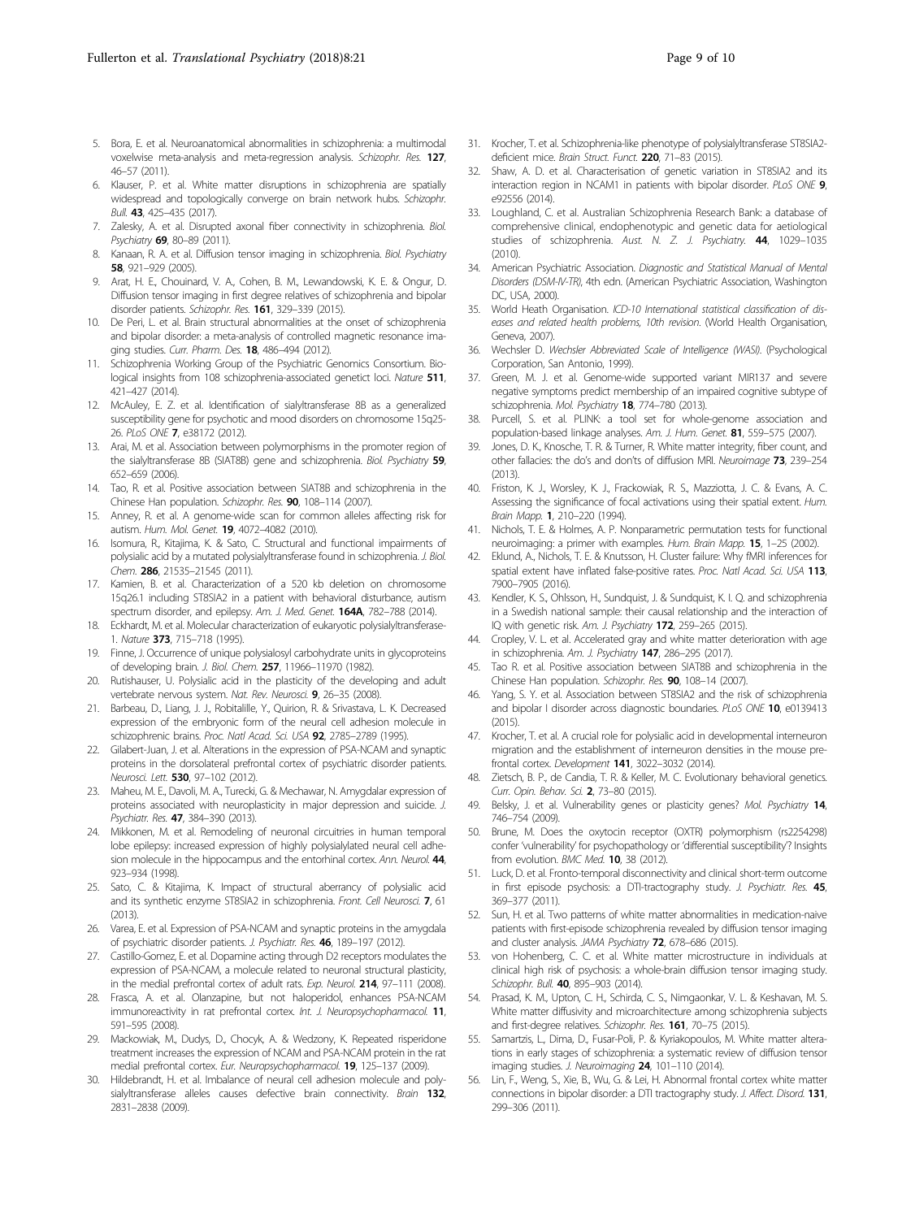5. Bora, E. et al. Neuroanatomical abnormalities in schizophrenia: a multimodal voxelwise meta-analysis and meta-regression analysis. *Schizophr. Res.* **127**, 46–57 (2011).
6. Klauser, P. et al. White matter disruptions in schizophrenia are spatially widespread and topologically converge on brain network hubs. *Schizophr. Bull.* **43**, 425–435 (2017).
7. Zalesky, A. et al. Disrupted axonal fiber connectivity in schizophrenia. *Biol. Psychiatry* **69**, 80–89 (2011).
8. Kanaan, R. A. et al. Diffusion tensor imaging in schizophrenia. *Biol. Psychiatry* **58**, 921–929 (2005).
9. Arat, H. E., Chouinard, V. A., Cohen, B. M., Lewandowski, K. E. & Ongur, D. Diffusion tensor imaging in first degree relatives of schizophrenia and bipolar disorder patients. *Schizophr. Res.* **161**, 329–339 (2015).
10. De Peri, L. et al. Brain structural abnormalities at the onset of schizophrenia and bipolar disorder: a meta-analysis of controlled magnetic resonance imaging studies. *Curr. Pharm. Des.* **18**, 486–494 (2012).
11. Schizophrenia Working Group of the Psychiatric Genomics Consortium. Biological insights from 108 schizophrenia-associated genetict loci. *Nature* **511**, 421–427 (2014).
12. McAuley, E. Z. et al. Identification of sialyltransferase 8B as a generalized susceptibility gene for psychotic and mood disorders on chromosome 15q25-26. *PLoS ONE* **7**, e38172 (2012).
13. Arai, M. et al. Association between polymorphisms in the promoter region of the sialyltransferase 8B (SIAT8B) gene and schizophrenia. *Biol. Psychiatry* **59**, 652–659 (2006).
14. Tao, R. et al. Positive association between SIAT8B and schizophrenia in the Chinese Han population. *Schizophr. Res.* **90**, 108–114 (2007).
15. Anney, R. et al. A genome-wide scan for common alleles affecting risk for autism. *Hum. Mol. Genet.* **19**, 4072–4082 (2010).
16. Isomura, R., Kitajima, K. & Sato, C. Structural and functional impairments of polysialic acid by a mutated polysialyltransferase found in schizophrenia. *J. Biol. Chem.* **286**, 21535–21545 (2011).
17. Kamien, B. et al. Characterization of a 520 kb deletion on chromosome 15q26.1 including ST8SIA2 in a patient with behavioral disturbance, autism spectrum disorder, and epilepsy. *Am. J. Med. Genet.* **164A**, 782–788 (2014).
18. Eckhardt, M. et al. Molecular characterization of eukaryotic polysialyltransferase-1. *Nature* **373**, 715–718 (1995).
19. Finne, J. Occurrence of unique polysialosyl carbohydrate units in glycoproteins of developing brain. *J. Biol. Chem.* **257**, 11966–11970 (1982).
20. Rutishauser, U. Polysialic acid in the plasticity of the developing and adult vertebrate nervous system. *Nat. Rev. Neurosci.* **9**, 26–35 (2008).
21. Barbeau, D., Liang, J. J., Robitalille, Y., Quirion, R. & Srivastava, L. K. Decreased expression of the embryonic form of the neural cell adhesion molecule in schizophrenic brains. *Proc. Natl Acad. Sci. USA* **92**, 2785–2789 (1995).
22. Gilabert-Juan, J. et al. Alterations in the expression of PSA-NCAM and synaptic proteins in the dorsolateral prefrontal cortex of psychiatric disorder patients. *Neurosci. Lett.* **530**, 97–102 (2012).
23. Maheu, M. E., Davoli, M. A., Turecki, G. & Mechawar, N. Amygdalar expression of proteins associated with neuroplasticity in major depression and suicide. *J. Psychiatr. Res.* **47**, 384–390 (2013).
24. Mikkonen, M. et al. Remodeling of neuronal circuitries in human temporal lobe epilepsy: increased expression of highly polysialylated neural cell adhesion molecule in the hippocampus and the entorhinal cortex. *Ann. Neurol.* **44**, 923–934 (1998).
25. Sato, C. & Kitajima, K. Impact of structural aberrancy of polysialic acid and its synthetic enzyme ST8SIA2 in schizophrenia. *Front. Cell Neurosci.* **7**, 61 (2013).
26. Varea, E. et al. Expression of PSA-NCAM and synaptic proteins in the amygdala of psychiatric disorder patients. *J. Psychiatr. Res.* **46**, 189–197 (2012).
27. Castillo-Gomez, E. et al. Dopamine acting through D2 receptors modulates the expression of PSA-NCAM, a molecule related to neuronal structural plasticity, in the medial prefrontal cortex of adult rats. *Exp. Neurol.* **214**, 97–111 (2008).
28. Frasca, A. et al. Olanzapine, but not haloperidol, enhances PSA-NCAM immunoreactivity in rat prefrontal cortex. *Int. J. Neuropsychopharmacol.* **11**, 591–595 (2008).
29. Mackowiak, M., Dudys, D., Chocyk, A. & Wedzony, K. Repeated risperidone treatment increases the expression of NCAM and PSA-NCAM protein in the rat medial prefrontal cortex. *Eur. Neuropsychopharmacol.* **19**, 125–137 (2009).
30. Hildebrandt, H. et al. Imbalance of neural cell adhesion molecule and polysialyltransferase alleles causes defective brain connectivity. *Brain* **132**, 2831–2838 (2009).
31. Krocher, T. et al. Schizophrenia-like phenotype of polysialyltransferase ST8SIA2-deficient mice. *Brain Struct. Funct.* **220**, 71–83 (2015).
32. Shaw, A. D. et al. Characterisation of genetic variation in ST8SIA2 and its interaction region in NCAM1 in patients with bipolar disorder. *PLoS ONE* **9**, e92556 (2014).
33. Loughland, C. et al. Australian Schizophrenia Research Bank: a database of comprehensive clinical, endophenotypic and genetic data for aetiological studies of schizophrenia. *Aust. N. Z. J. Psychiatry.* **44**, 1029–1035 (2010).
34. American Psychiatric Association. *Diagnostic and Statistical Manual of Mental Disorders (DSM-IV-TR)*, 4th edn. (American Psychiatric Association, Washington DC, USA, 2000).
35. World Heath Organisation. *ICD-10 International statistical classification of diseases and related health problems, 10th revision*. (World Health Organisation, Geneva, 2007).
36. Wechsler D. *Wechsler Abbreviated Scale of Intelligence (WASI)*. (Psychological Corporation, San Antonio, 1999).
37. Green, M. J. et al. Genome-wide supported variant MIR137 and severe negative symptoms predict membership of an impaired cognitive subtype of schizophrenia. *Mol. Psychiatry* **18**, 774–780 (2013).
38. Purcell, S. et al. PLINK: a tool set for whole-genome association and population-based linkage analyses. *Am. J. Hum. Genet.* **81**, 559–575 (2007).
39. Jones, D. K., Knosche, T. R. & Turner, R. White matter integrity, fiber count, and other fallacies: the do's and don'ts of diffusion MRI. *Neuroimage* **73**, 239–254 (2013).
40. Friston, K. J., Worsley, K. J., Frackowiak, R. S., Mazziotta, J. C. & Evans, A. C. Assessing the significance of focal activations using their spatial extent. *Hum. Brain Mapp.* **1**, 210–220 (1994).
41. Nichols, T. E. & Holmes, A. P. Nonparametric permutation tests for functional neuroimaging: a primer with examples. *Hum. Brain Mapp.* **15**, 1–25 (2002).
42. Eklund, A., Nichols, T. E. & Knutsson, H. Cluster failure: Why fMRI inferences for spatial extent have inflated false-positive rates. *Proc. Natl Acad. Sci. USA* **113**, 7900–7905 (2016).
43. Kendler, K. S., Ohlsson, H., Sundquist, J. & Sundquist, K. I. Q. and schizophrenia in a Swedish national sample: their causal relationship and the interaction of IQ with genetic risk. *Am. J. Psychiatry* **172**, 259–265 (2015).
44. Cropley, V. L. et al. Accelerated gray and white matter deterioration with age in schizophrenia. *Am. J. Psychiatry* **147**, 286–295 (2017).
45. Tao R. et al. Positive association between SIAT8B and schizophrenia in the Chinese Han population. *Schizophr. Res.* **90**, 108–14 (2007).
46. Yang, S. Y. et al. Association between ST8SIA2 and the risk of schizophrenia and bipolar I disorder across diagnostic boundaries. *PLoS ONE* **10**, e0139413 (2015).
47. Krocher, T. et al. A crucial role for polysialic acid in developmental interneuron migration and the establishment of interneuron densities in the mouse prefrontal cortex. *Development* **141**, 3022–3032 (2014).
48. Zietsch, B. P., de Candia, T. R. & Keller, M. C. Evolutionary behavioral genetics. *Curr. Opin. Behav. Sci.* **2**, 73–80 (2015).
49. Belsky, J. et al. Vulnerability genes or plasticity genes? *Mol. Psychiatry* **14**, 746–754 (2009).
50. Brune, M. Does the oxytocin receptor (OXTR) polymorphism (rs2254298) confer 'vulnerability' for psychopathology or 'differential susceptibility'? Insights from evolution. *BMC Med.* **10**, 38 (2012).
51. Luck, D. et al. Fronto-temporal disconnectivity and clinical short-term outcome in first episode psychosis: a DTI-tractography study. *J. Psychiatr. Res.* **45**, 369–377 (2011).
52. Sun, H. et al. Two patterns of white matter abnormalities in medication-naive patients with first-episode schizophrenia revealed by diffusion tensor imaging and cluster analysis. *JAMA Psychiatry* **72**, 678–686 (2015).
53. von Hohenberg, C. C. et al. White matter microstructure in individuals at clinical high risk of psychosis: a whole-brain diffusion tensor imaging study. *Schizophr. Bull.* **40**, 895–903 (2014).
54. Prasad, K. M., Upton, C. H., Schirda, C. S., Nimgaonkar, V. L. & Keshavan, M. S. White matter diffusivity and microarchitecture among schizophrenia subjects and first-degree relatives. *Schizophr. Res.* **161**, 70–75 (2015).
55. Samartzis, L., Dima, D., Fusar-Poli, P. & Kyriakopoulos, M. White matter alterations in early stages of schizophrenia: a systematic review of diffusion tensor imaging studies. *J. Neuroimaging* **24**, 101–110 (2014).
56. Lin, F., Weng, S., Xie, B., Wu, G. & Lei, H. Abnormal frontal cortex white matter connections in bipolar disorder: a DTI tractography study. *J. Affect. Disord.* **131**, 299–306 (2011).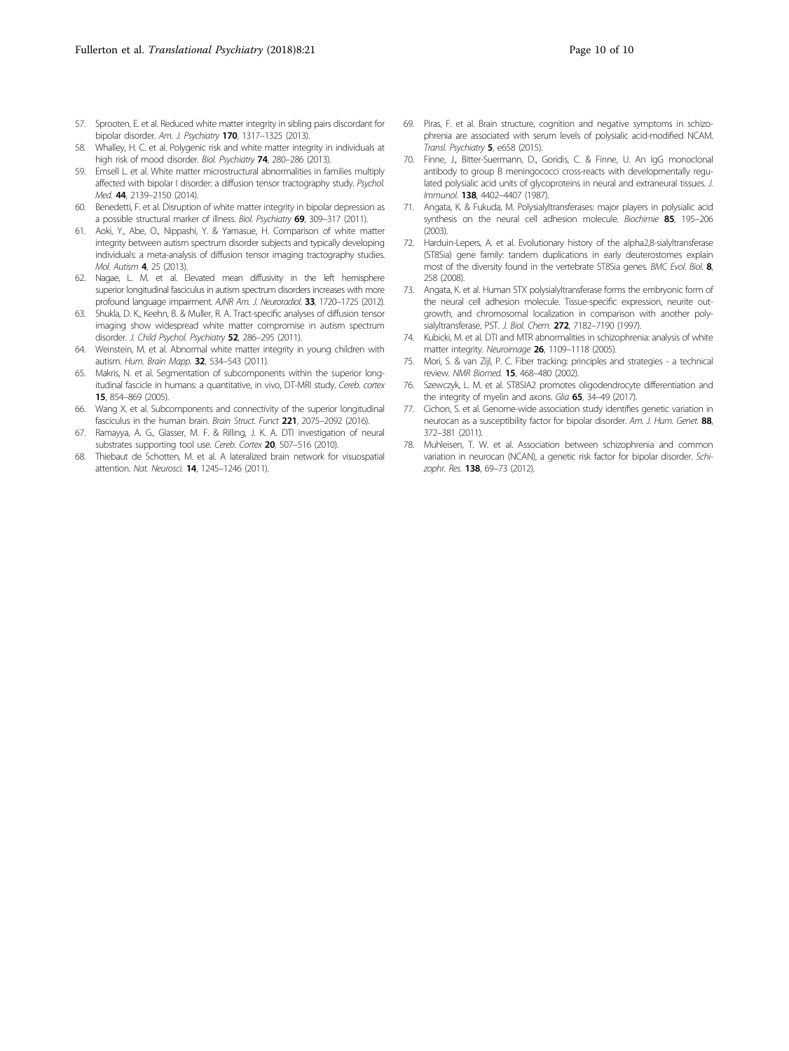57. Sprooten, E. et al. Reduced white matter integrity in sibling pairs discordant for bipolar disorder. *Am. J. Psychiatry* **170**, 1317–1325 (2013).
58. Whalley, H. C. et al. Polygenic risk and white matter integrity in individuals at high risk of mood disorder. *Biol. Psychiatry* **74**, 280–286 (2013).
59. Emsell L. et al. White matter microstructural abnormalities in families multiply affected with bipolar I disorder: a diffusion tensor tractography study. *Psychol. Med.* **44**, 2139–2150 (2014).
60. Benedetti, F. et al. Disruption of white matter integrity in bipolar depression as a possible structural marker of illness. *Biol. Psychiatry* **69**, 309–317 (2011).
61. Aoki, Y., Abe, O., Nippashi, Y. & Yamasue, H. Comparison of white matter integrity between autism spectrum disorder subjects and typically developing individuals: a meta-analysis of diffusion tensor imaging tractography studies. *Mol. Autism* **4**, 25 (2013).
62. Nagae, L. M. et al. Elevated mean diffusivity in the left hemisphere superior longitudinal fasciculus in autism spectrum disorders increases with more profound language impairment. *AJNR Am. J. Neuroradiol.* **33**, 1720–1725 (2012).
63. Shukla, D. K., Keehn, B. & Muller, R. A. Tract-specific analyses of diffusion tensor imaging show widespread white matter compromise in autism spectrum disorder. *J. Child Psychol. Psychiatry* **52**, 286–295 (2011).
64. Weinstein, M. et al. Abnormal white matter integrity in young children with autism. *Hum. Brain Mapp.* **32**, 534–543 (2011).
65. Makris, N. et al. Segmentation of subcomponents within the superior longitudinal fascicle in humans: a quantitative, in vivo, DT-MRI study. *Cereb. cortex* **15**, 854–869 (2005).
66. Wang X. et al. Subcomponents and connectivity of the superior longitudinal fasciculus in the human brain. *Brain Struct. Funct* **221**, 2075–2092 (2016).
67. Ramayya, A. G., Glasser, M. F. & Rilling, J. K. A. DTI investigation of neural substrates supporting tool use. *Cereb. Cortex* **20**, 507–516 (2010).
68. Thiebaut de Schotten, M. et al. A lateralized brain network for visuospatial attention. *Nat. Neurosci.* **14**, 1245–1246 (2011).
69. Piras, F. et al. Brain structure, cognition and negative symptoms in schizophrenia are associated with serum levels of polysialic acid-modified NCAM. *Transl. Psychiatry* **5**, e658 (2015).
70. Finne, J., Bitter-Suermann, D., Goridis, C. & Finne, U. An IgG monoclonal antibody to group B meningococci cross-reacts with developmentally regulated polysialic acid units of glycoproteins in neural and extraneural tissues. *J. Immunol.* **138**, 4402–4407 (1987).
71. Angata, K. & Fukuda, M. Polysialyltransferases: major players in polysialic acid synthesis on the neural cell adhesion molecule. *Biochimie* **85**, 195–206 (2003).
72. Harduin-Lepers, A. et al. Evolutionary history of the alpha2,8-sialyltransferase (ST8Sia) gene family: tandem duplications in early deuterostomes explain most of the diversity found in the vertebrate ST8Sia genes. *BMC Evol. Biol.* **8**, 258 (2008).
73. Angata, K. et al. Human STX polysialyltransferase forms the embryonic form of the neural cell adhesion molecule. Tissue-specific expression, neurite outgrowth, and chromosomal localization in comparison with another polysialyltransferase, PST. *J. Biol. Chem.* **272**, 7182–7190 (1997).
74. Kubicki, M. et al. DTI and MTR abnormalities in schizophrenia: analysis of white matter integrity. *Neuroimage* **26**, 1109–1118 (2005).
75. Mori, S. & van Zijl, P. C. Fiber tracking: principles and strategies - a technical review. *NMR Biomed.* **15**, 468–480 (2002).
76. Szewczyk, L. M. et al. ST8SIA2 promotes oligodendrocyte differentiation and the integrity of myelin and axons. *Glia* **65**, 34–49 (2017).
77. Cichon, S. et al. Genome-wide association study identifies genetic variation in neurocan as a susceptibility factor for bipolar disorder. *Am. J. Hum. Genet.* **88**, 372–381 (2011).
78. Muhleisen, T. W. et al. Association between schizophrenia and common variation in neurocan (NCAN), a genetic risk factor for bipolar disorder. *Schizophr. Res.* **138**, 69–73 (2012).